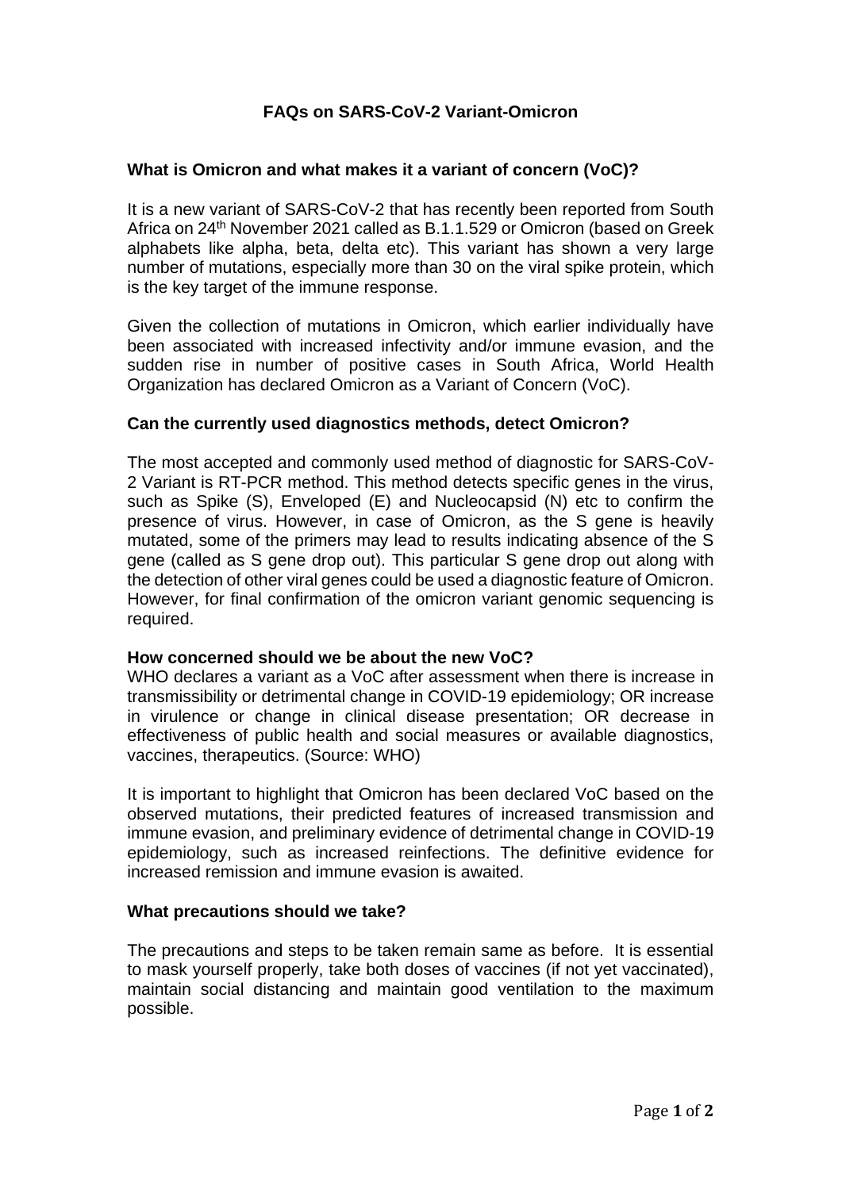# FAQs on SARS-CoV-2 Variant-Omicron

## What is Omicron and what makes it a variant of concern (VoC)?

It is a new variant of SARS-CoV-2 that has recently been reported from South Africa on 24th November 2021 called as B.1.1.529 or Omicron (based on Greek alphabets like alpha, beta, delta etc). This variant has shown a very large number of mutations, especially more than 30 on the viral spike protein, which is the key target of the immune response.

Given the collection of mutations in Omicron, which earlier individually have been associated with increased infectivity and/or immune evasion, and the sudden rise in number of positive cases in South Africa, World Health Organization has declared Omicron as a Variant of Concern (VoC).

## Can the currently used diagnostics methods, detect Omicron?

The most accepted and commonly used method of diagnostic for SARS-CoV-2 Variant is RT-PCR method. This method detects specific genes in the virus, such as Spike (S), Enveloped (E) and Nucleocapsid (N) etc to confirm the presence of virus. However, in case of Omicron, as the S gene is heavily mutated, some of the primers may lead to results indicating absence of the S gene (called as S gene drop out). This particular S gene drop out along with the detection of other viral genes could be used a diagnostic feature of Omicron. However, for final confirmation of the omicron variant genomic sequencing is required.

## How concerned should we be about the new VoC?

WHO declares a variant as a VoC after assessment when there is increase in transmissibility or detrimental change in COVID-19 epidemiology; OR increase in virulence or change in clinical disease presentation; OR decrease in effectiveness of public health and social measures or available diagnostics, vaccines, therapeutics. (Source: WHO)

It is important to highlight that Omicron has been declared VoC based on the observed mutations, their predicted features of increased transmission and immune evasion, and preliminary evidence of detrimental change in COVID-19 epidemiology, such as increased reinfections. The definitive evidence for increased remission and immune evasion is awaited.

## What precautions should we take?

The precautions and steps to be taken remain same as before. It is essential to mask yourself properly, take both doses of vaccines (if not yet vaccinated), maintain social distancing and maintain good ventilation to the maximum possible.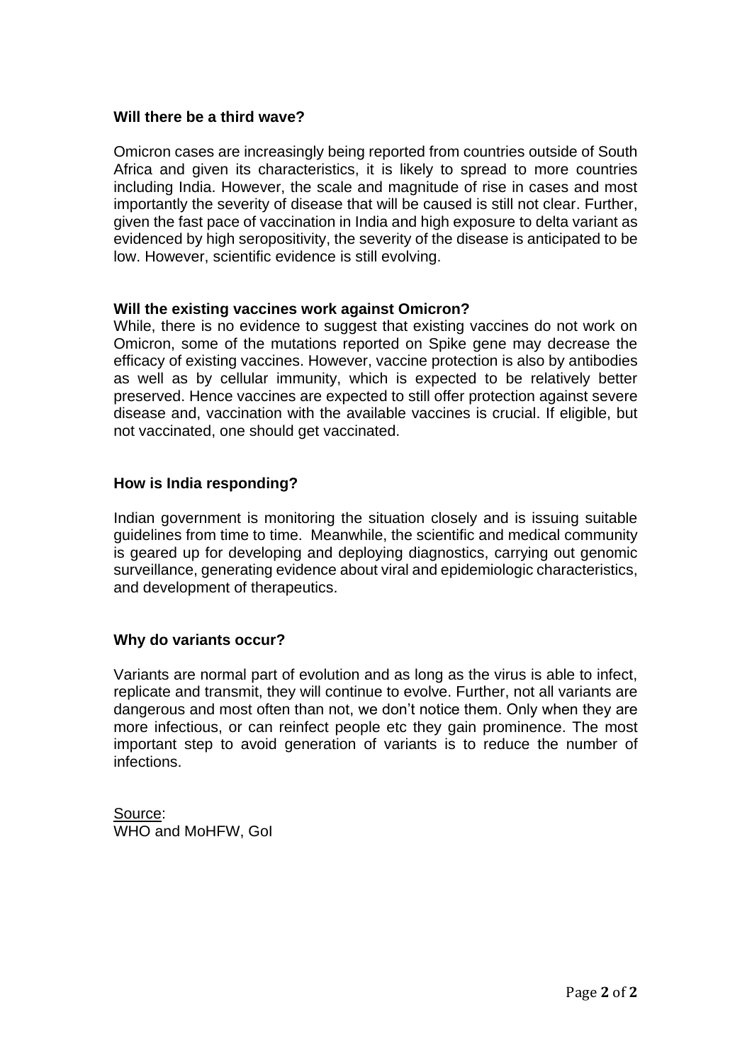**Will there be a third wave?**

Omicron cases are increasingly being reported from countries outside of South Africa and given its characteristics, it is likely to spread to more countries including India. However, the scale and magnitude of rise in cases and most importantly the severity of disease that will be caused is still not clear. Further, given the fast pace of vaccination in India and high exposure to delta variant as evidenced by high seropositivity, the severity of the disease is anticipated to be low. However, scientific evidence is still evolving.

**Will the existing vaccines work against Omicron?**

While, there is no evidence to suggest that existing vaccines do not work on Omicron, some of the mutations reported on Spike gene may decrease the efficacy of existing vaccines. However, vaccine protection is also by antibodies as well as by cellular immunity, which is expected to be relatively better preserved. Hence vaccines are expected to still offer protection against severe disease and, vaccination with the available vaccines is crucial. If eligible, but not vaccinated, one should get vaccinated.

**How is India responding?**

Indian government is monitoring the situation closely and is issuing suitable guidelines from time to time. Meanwhile, the scientific and medical community is geared up for developing and deploying diagnostics, carrying out genomic surveillance, generating evidence about viral and epidemiologic characteristics, and development of therapeutics.

**Why do variants occur?**

Variants are normal part of evolution and as long as the virus is able to infect, replicate and transmit, they will continue to evolve. Further, not all variants are dangerous and most often than not, we don't notice them. Only when they are more infectious, or can reinfect people etc they gain prominence. The most important step to avoid generation of variants is to reduce the number of infections.

Source:
WHO and MoHFW, GoI